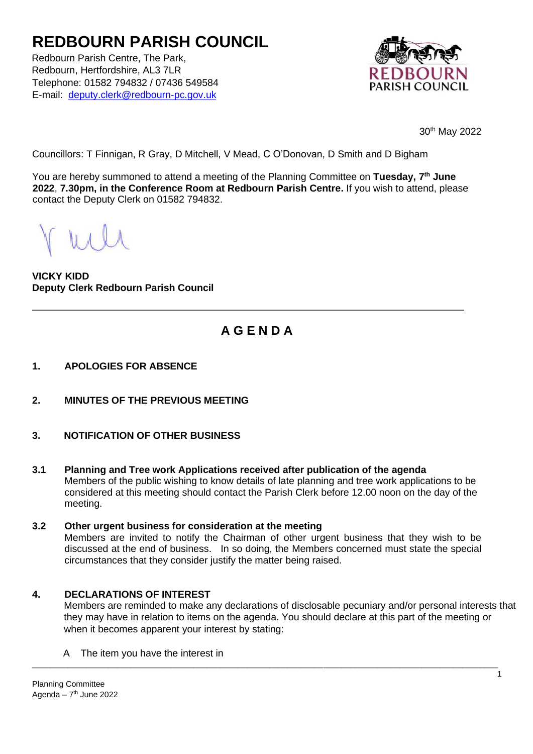# REDBOURN PARISH COUNCIL

Redbourn Parish Centre, The Park,
Redbourn, Hertfordshire, AL3 7LR
Telephone: 01582 794832 / 07436 549584
E-mail: deputy.clerk@redbourn-pc.gov.uk

30th May 2022

Councillors: T Finnigan, R Gray, D Mitchell, V Mead, C O'Donovan, D Smith and D Bigham

You are hereby summoned to attend a meeting of the Planning Committee on **Tuesday, 7th June 2022**, **7.30pm, in the Conference Room at Redbourn Parish Centre.** If you wish to attend, please contact the Deputy Clerk on 01582 794832.

**VICKY KIDD**
**Deputy Clerk Redbourn Parish Council**

---

## A G E N D A

**1. APOLOGIES FOR ABSENCE**

**2. MINUTES OF THE PREVIOUS MEETING**

**3. NOTIFICATION OF OTHER BUSINESS**

**3.1 Planning and Tree work Applications received after publication of the agenda**
Members of the public wishing to know details of late planning and tree work applications to be considered at this meeting should contact the Parish Clerk before 12.00 noon on the day of the meeting.

**3.2 Other urgent business for consideration at the meeting**
Members are invited to notify the Chairman of other urgent business that they wish to be discussed at the end of business. In so doing, the Members concerned must state the special circumstances that they consider justify the matter being raised.

**4. DECLARATIONS OF INTEREST**
Members are reminded to make any declarations of disclosable pecuniary and/or personal interests that they may have in relation to items on the agenda. You should declare at this part of the meeting or when it becomes apparent your interest by stating:

A The item you have the interest in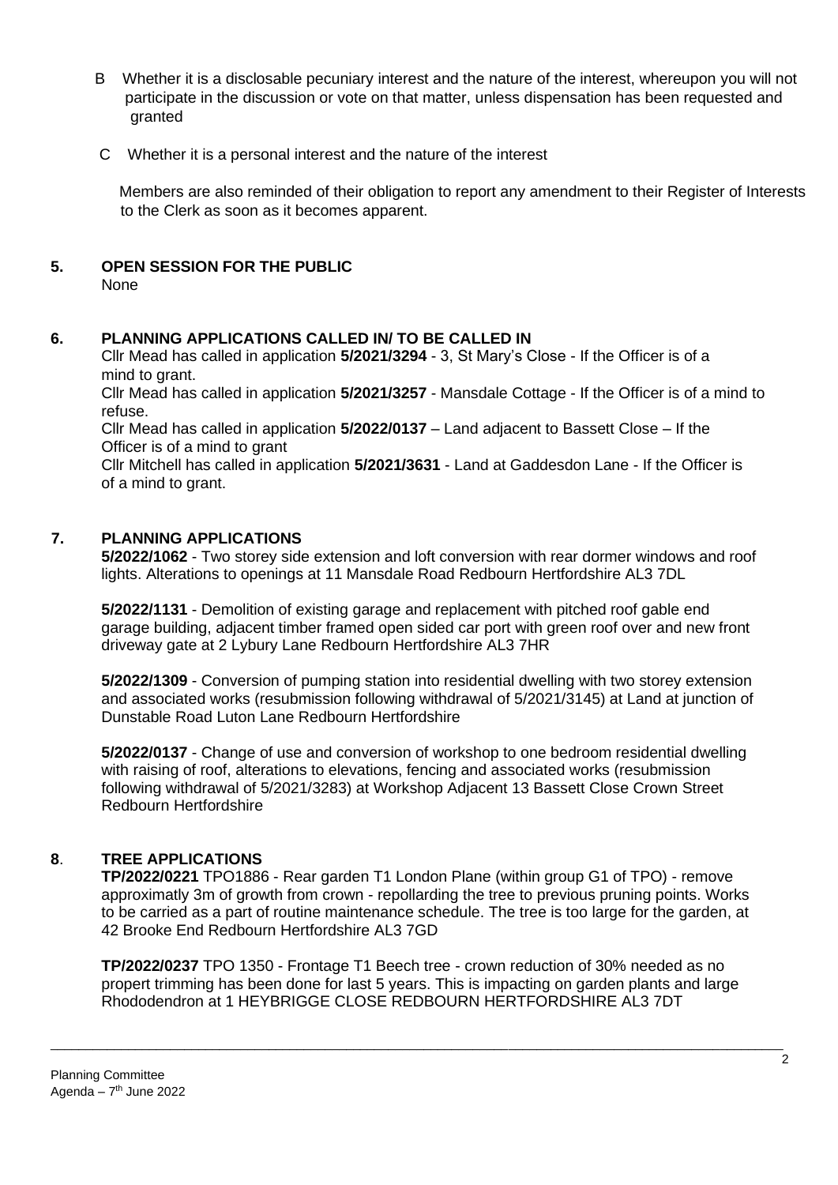B Whether it is a disclosable pecuniary interest and the nature of the interest, whereupon you will not participate in the discussion or vote on that matter, unless dispensation has been requested and granted

C Whether it is a personal interest and the nature of the interest

Members are also reminded of their obligation to report any amendment to their Register of Interests to the Clerk as soon as it becomes apparent.

## 5. OPEN SESSION FOR THE PUBLIC

None

## 6. PLANNING APPLICATIONS CALLED IN/ TO BE CALLED IN

Cllr Mead has called in application **5/2021/3294** - 3, St Mary's Close - If the Officer is of a mind to grant.

Cllr Mead has called in application **5/2021/3257** - Mansdale Cottage - If the Officer is of a mind to refuse.

Cllr Mead has called in application **5/2022/0137** – Land adjacent to Bassett Close – If the Officer is of a mind to grant

Cllr Mitchell has called in application **5/2021/3631** - Land at Gaddesdon Lane - If the Officer is of a mind to grant.

## 7. PLANNING APPLICATIONS

**5/2022/1062** - Two storey side extension and loft conversion with rear dormer windows and roof lights. Alterations to openings at 11 Mansdale Road Redbourn Hertfordshire AL3 7DL

**5/2022/1131** - Demolition of existing garage and replacement with pitched roof gable end garage building, adjacent timber framed open sided car port with green roof over and new front driveway gate at 2 Lybury Lane Redbourn Hertfordshire AL3 7HR

**5/2022/1309** - Conversion of pumping station into residential dwelling with two storey extension and associated works (resubmission following withdrawal of 5/2021/3145) at Land at junction of Dunstable Road Luton Lane Redbourn Hertfordshire

**5/2022/0137** - Change of use and conversion of workshop to one bedroom residential dwelling with raising of roof, alterations to elevations, fencing and associated works (resubmission following withdrawal of 5/2021/3283) at Workshop Adjacent 13 Bassett Close Crown Street Redbourn Hertfordshire

## 8. TREE APPLICATIONS

**TP/2022/0221** TPO1886 - Rear garden T1 London Plane (within group G1 of TPO) - remove approximatly 3m of growth from crown - repollarding the tree to previous pruning points. Works to be carried as a part of routine maintenance schedule. The tree is too large for the garden, at 42 Brooke End Redbourn Hertfordshire AL3 7GD

**TP/2022/0237** TPO 1350 - Frontage T1 Beech tree - crown reduction of 30% needed as no propert trimming has been done for last 5 years. This is impacting on garden plants and large Rhododendron at 1 HEYBRIGGE CLOSE REDBOURN HERTFORDSHIRE AL3 7DT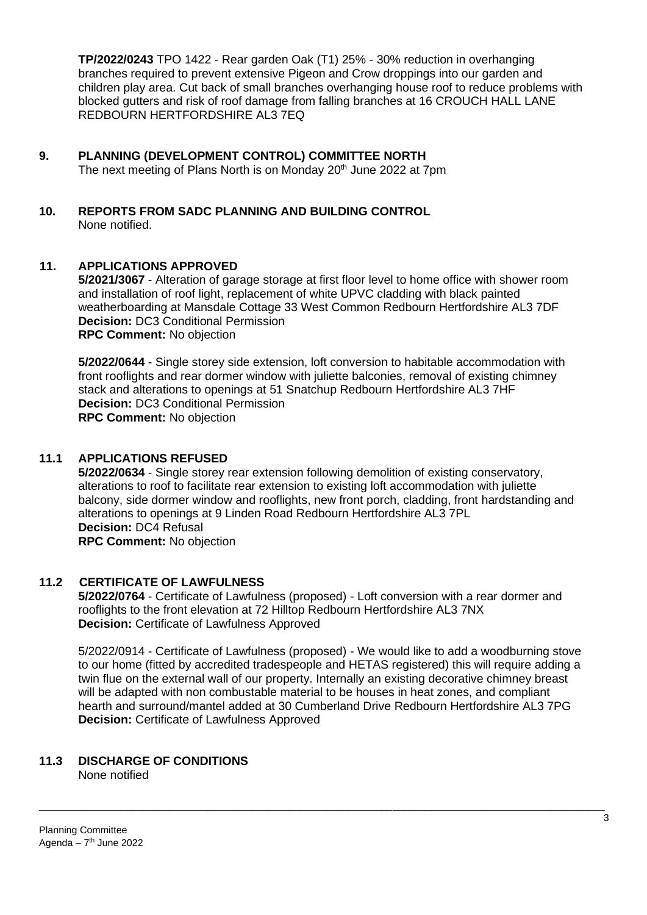**TP/2022/0243** TPO 1422 - Rear garden Oak (T1) 25% - 30% reduction in overhanging branches required to prevent extensive Pigeon and Crow droppings into our garden and children play area. Cut back of small branches overhanging house roof to reduce problems with blocked gutters and risk of roof damage from falling branches at 16 CROUCH HALL LANE REDBOURN HERTFORDSHIRE AL3 7EQ

## 9. PLANNING (DEVELOPMENT CONTROL) COMMITTEE NORTH

The next meeting of Plans North is on Monday 20th June 2022 at 7pm

## 10. REPORTS FROM SADC PLANNING AND BUILDING CONTROL

None notified.

## 11. APPLICATIONS APPROVED

**5/2021/3067** - Alteration of garage storage at first floor level to home office with shower room and installation of roof light, replacement of white UPVC cladding with black painted weatherboarding at Mansdale Cottage 33 West Common Redbourn Hertfordshire AL3 7DF
**Decision:** DC3 Conditional Permission
**RPC Comment:** No objection

**5/2022/0644** - Single storey side extension, loft conversion to habitable accommodation with front rooflights and rear dormer window with juliette balconies, removal of existing chimney stack and alterations to openings at 51 Snatchup Redbourn Hertfordshire AL3 7HF
**Decision:** DC3 Conditional Permission
**RPC Comment:** No objection

## 11.1 APPLICATIONS REFUSED

**5/2022/0634** - Single storey rear extension following demolition of existing conservatory, alterations to roof to facilitate rear extension to existing loft accommodation with juliette balcony, side dormer window and rooflights, new front porch, cladding, front hardstanding and alterations to openings at 9 Linden Road Redbourn Hertfordshire AL3 7PL
**Decision:** DC4 Refusal
**RPC Comment:** No objection

## 11.2 CERTIFICATE OF LAWFULNESS

**5/2022/0764** - Certificate of Lawfulness (proposed) - Loft conversion with a rear dormer and rooflights to the front elevation at 72 Hilltop Redbourn Hertfordshire AL3 7NX
**Decision:** Certificate of Lawfulness Approved

5/2022/0914 - Certificate of Lawfulness (proposed) - We would like to add a woodburning stove to our home (fitted by accredited tradespeople and HETAS registered) this will require adding a twin flue on the external wall of our property. Internally an existing decorative chimney breast will be adapted with non combustable material to be houses in heat zones, and compliant hearth and surround/mantel added at 30 Cumberland Drive Redbourn Hertfordshire AL3 7PG
**Decision:** Certificate of Lawfulness Approved

## 11.3 DISCHARGE OF CONDITIONS

None notified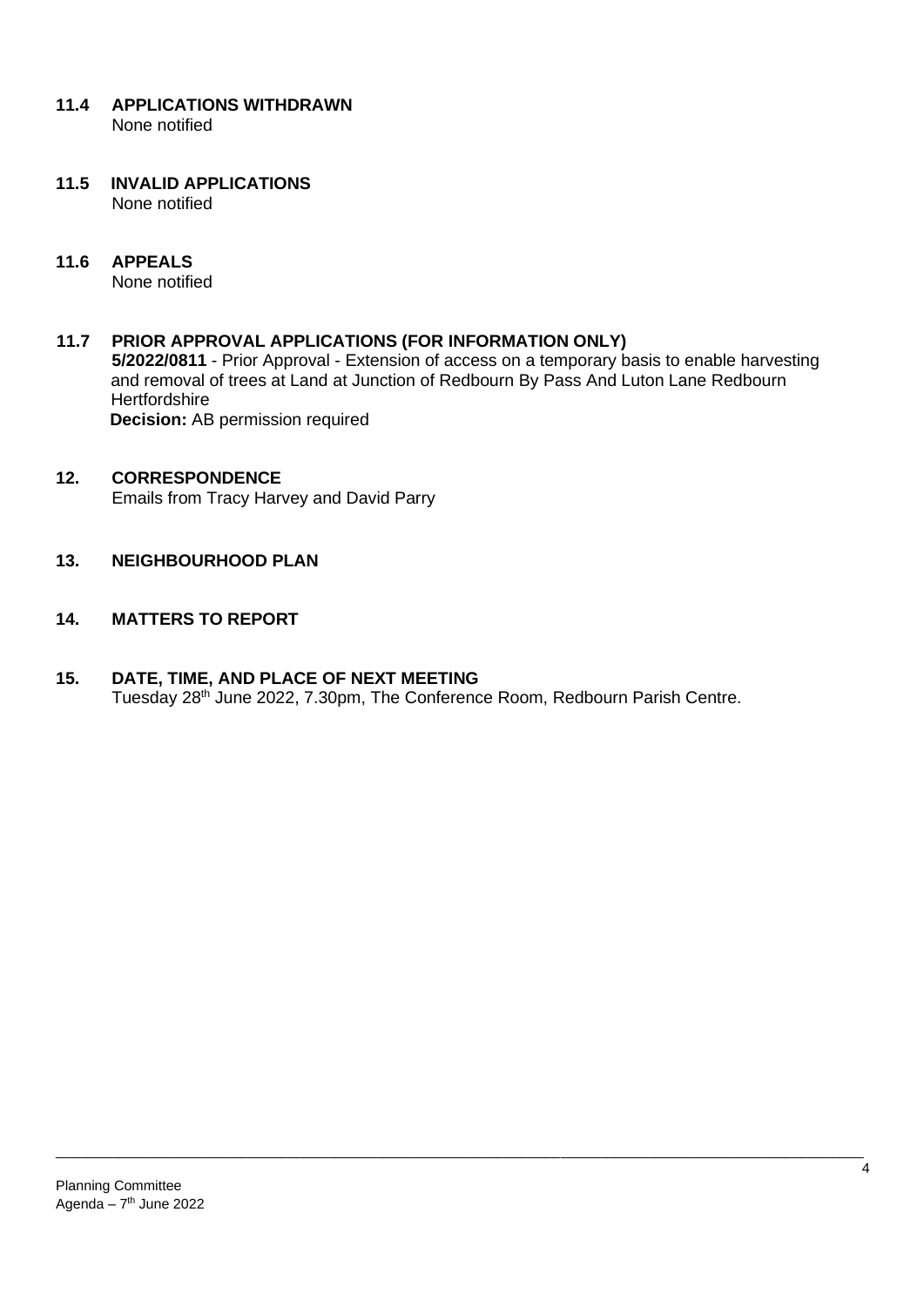### 11.4 APPLICATIONS WITHDRAWN

None notified

### 11.5 INVALID APPLICATIONS

None notified

### 11.6 APPEALS

None notified

### 11.7 PRIOR APPROVAL APPLICATIONS (FOR INFORMATION ONLY)

**5/2022/0811** - Prior Approval - Extension of access on a temporary basis to enable harvesting and removal of trees at Land at Junction of Redbourn By Pass And Luton Lane Redbourn Hertfordshire

**Decision:** AB permission required

## 12. CORRESPONDENCE

Emails from Tracy Harvey and David Parry

## 13. NEIGHBOURHOOD PLAN

## 14. MATTERS TO REPORT

## 15. DATE, TIME, AND PLACE OF NEXT MEETING

Tuesday 28th June 2022, 7.30pm, The Conference Room, Redbourn Parish Centre.